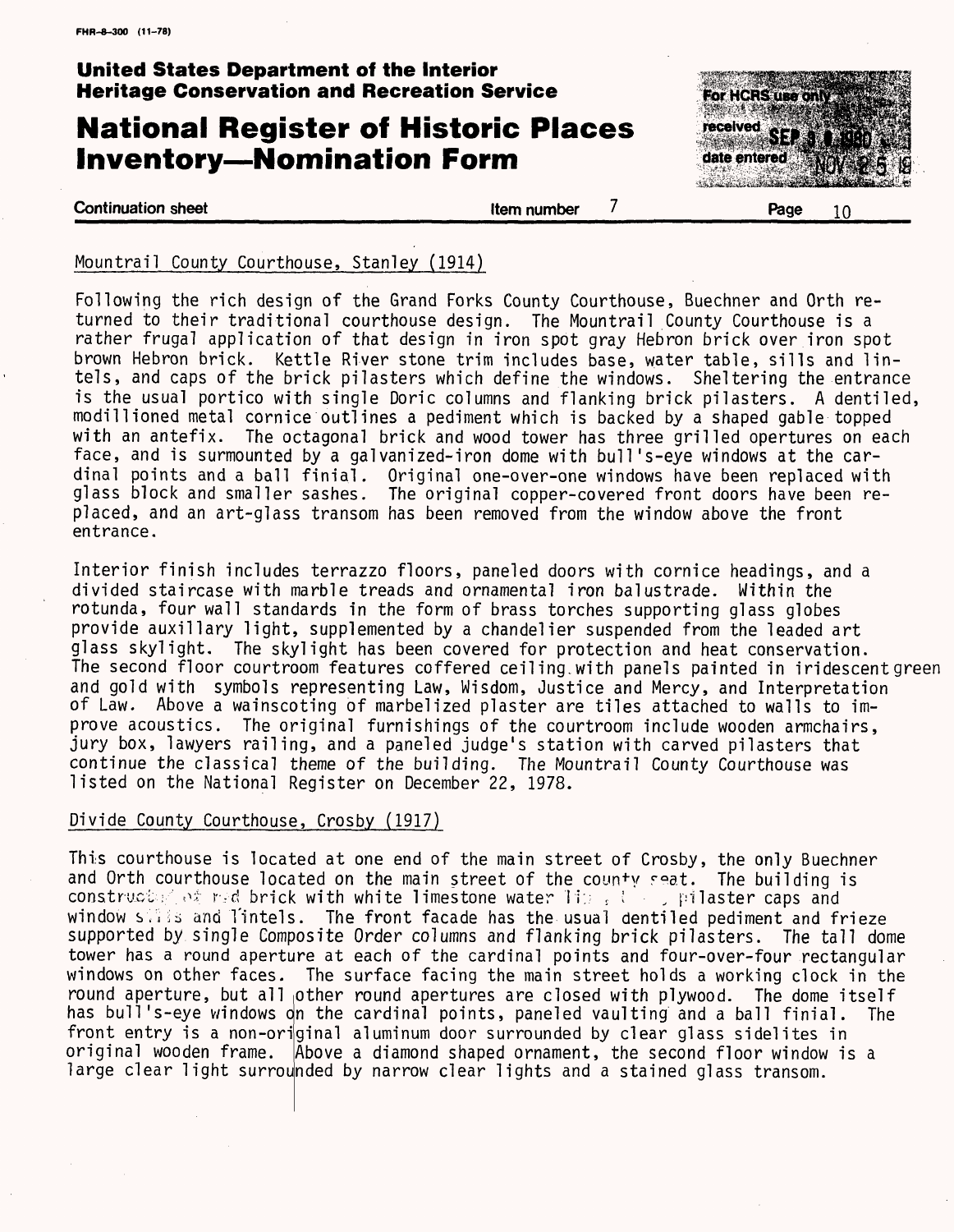FHR-8-300 (11-78)

**United States Department of the Interior**
**Heritage Conservation and Recreation Service**

# National Register of Historic Places Inventory—Nomination Form

For HCRS use only
received SEP 9 1980
date entered NOV 25 19

**Continuation sheet** | **Item number** 7 | **Page** 10

Mountrail County Courthouse, Stanley (1914)

Following the rich design of the Grand Forks County Courthouse, Buechner and Orth returned to their traditional courthouse design. The Mountrail County Courthouse is a rather frugal application of that design in iron spot gray Hebron brick over iron spot brown Hebron brick. Kettle River stone trim includes base, water table, sills and lintels, and caps of the brick pilasters which define the windows. Sheltering the entrance is the usual portico with single Doric columns and flanking brick pilasters. A dentiled, modillioned metal cornice outlines a pediment which is backed by a shaped gable topped with an antefix. The octagonal brick and wood tower has three grilled opertures on each face, and is surmounted by a galvanized-iron dome with bull's-eye windows at the cardinal points and a ball finial. Original one-over-one windows have been replaced with glass block and smaller sashes. The original copper-covered front doors have been replaced, and an art-glass transom has been removed from the window above the front entrance.

Interior finish includes terrazzo floors, paneled doors with cornice headings, and a divided staircase with marble treads and ornamental iron balustrade. Within the rotunda, four wall standards in the form of brass torches supporting glass globes provide auxillary light, supplemented by a chandelier suspended from the leaded art glass skylight. The skylight has been covered for protection and heat conservation. The second floor courtroom features coffered ceiling with panels painted in iridescent green and gold with symbols representing Law, Wisdom, Justice and Mercy, and Interpretation of Law. Above a wainscoting of marbelized plaster are tiles attached to walls to improve acoustics. The original furnishings of the courtroom include wooden armchairs, jury box, lawyers railing, and a paneled judge's station with carved pilasters that continue the classical theme of the building. The Mountrail County Courthouse was listed on the National Register on December 22, 1978.

Divide County Courthouse, Crosby (1917)

This courthouse is located at one end of the main street of Crosby, the only Buechner and Orth courthouse located on the main street of the county seat. The building is constructed of red brick with white limestone water line, pilaster caps and window sills and lintels. The front facade has the usual dentiled pediment and frieze supported by single Composite Order columns and flanking brick pilasters. The tall dome tower has a round aperture at each of the cardinal points and four-over-four rectangular windows on other faces. The surface facing the main street holds a working clock in the round aperture, but all other round apertures are closed with plywood. The dome itself has bull's-eye windows on the cardinal points, paneled vaulting and a ball finial. The front entry is a non-original aluminum door surrounded by clear glass sidelites in original wooden frame. Above a diamond shaped ornament, the second floor window is a large clear light surrounded by narrow clear lights and a stained glass transom.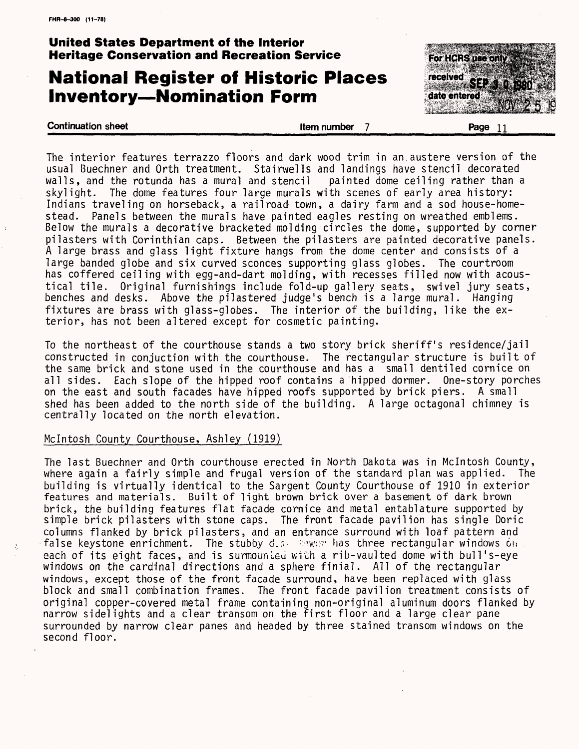The interior features terrazzo floors and dark wood trim in an austere version of the usual Buechner and Orth treatment. Stairwells and landings have stencil decorated walls, and the rotunda has a mural and stencil painted dome ceiling rather than a skylight. The dome features four large murals with scenes of early area history: Indians traveling on horseback, a railroad town, a dairy farm and a sod house-homestead. Panels between the murals have painted eagles resting on wreathed emblems. Below the murals a decorative bracketed molding circles the dome, supported by corner pilasters with Corinthian caps. Between the pilasters are painted decorative panels. A large brass and glass light fixture hangs from the dome center and consists of a large banded globe and six curved sconces supporting glass globes. The courtroom has coffered ceiling with egg-and-dart molding, with recesses filled now with acoustical tile. Original furnishings include fold-up gallery seats, swivel jury seats, benches and desks. Above the pilastered judge's bench is a large mural. Hanging fixtures are brass with glass-globes. The interior of the building, like the exterior, has not been altered except for cosmetic painting.

To the northeast of the courthouse stands a two story brick sheriff's residence/jail constructed in conjuction with the courthouse. The rectangular structure is built of the same brick and stone used in the courthouse and has a small dentiled cornice on all sides. Each slope of the hipped roof contains a hipped dormer. One-story porches on the east and south facades have hipped roofs supported by brick piers. A small shed has been added to the north side of the building. A large octagonal chimney is centrally located on the north elevation.

McIntosh County Courthouse, Ashley (1919)

The last Buechner and Orth courthouse erected in North Dakota was in McIntosh County, where again a fairly simple and frugal version of the standard plan was applied. The building is virtually identical to the Sargent County Courthouse of 1910 in exterior features and materials. Built of light brown brick over a basement of dark brown brick, the building features flat facade cornice and metal entablature supported by simple brick pilasters with stone caps. The front facade pavilion has single Doric columns flanked by brick pilasters, and an entrance surround with loaf pattern and false keystone enrichment. The stubby dome tower has three rectangular windows on each of its eight faces, and is surmounted with a rib-vaulted dome with bull's-eye windows on the cardinal directions and a sphere finial. All of the rectangular windows, except those of the front facade surround, have been replaced with glass block and small combination frames. The front facade pavilion treatment consists of original copper-covered metal frame containing non-original aluminum doors flanked by narrow sidelights and a clear transom on the first floor and a large clear pane surrounded by narrow clear panes and headed by three stained transom windows on the second floor.